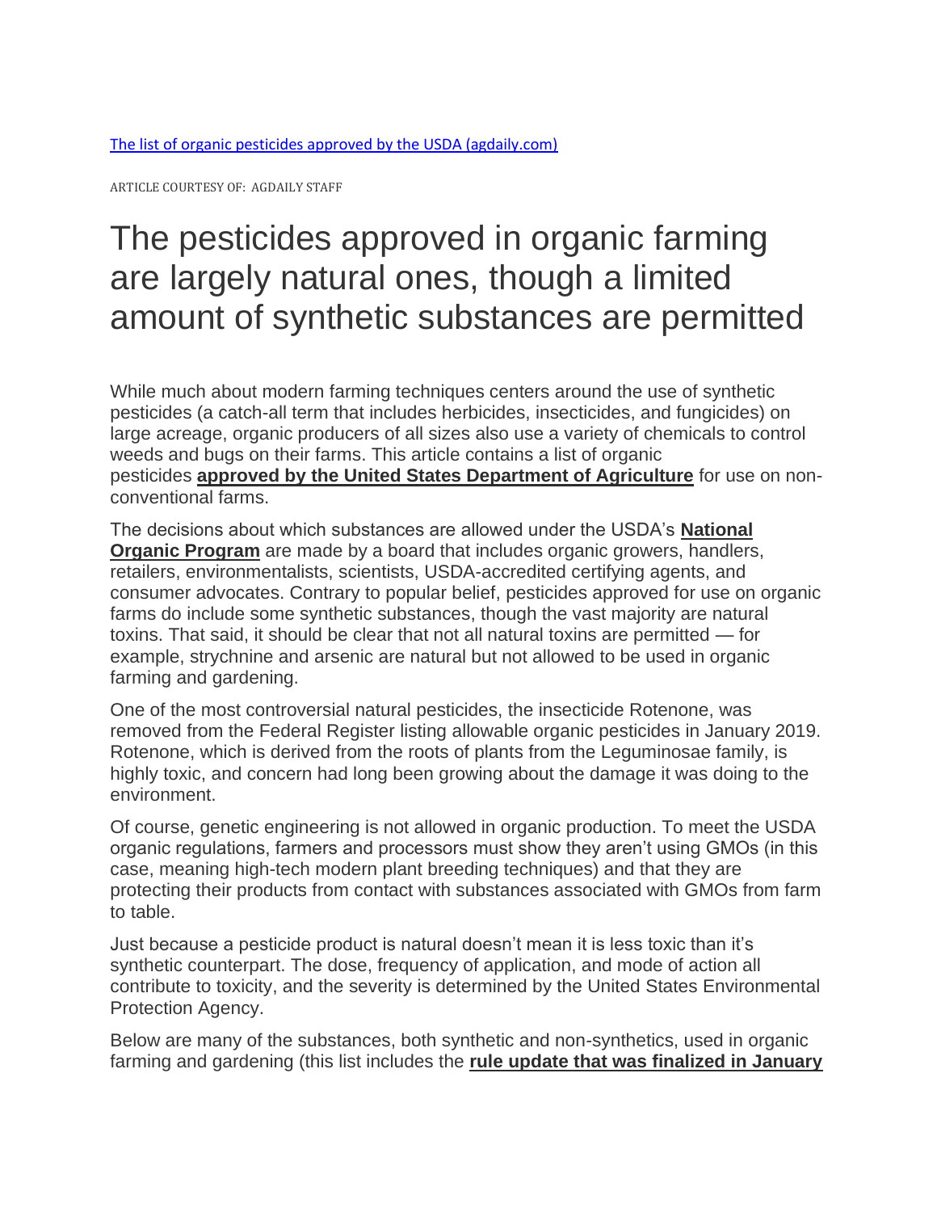[The list of organic pesticides approved by the USDA (agdaily.com)](#)

ARTICLE COURTESY OF: AGDAILY STAFF

# The pesticides approved in organic farming are largely natural ones, though a limited amount of synthetic substances are permitted

While much about modern farming techniques centers around the use of synthetic pesticides (a catch-all term that includes herbicides, insecticides, and fungicides) on large acreage, organic producers of all sizes also use a variety of chemicals to control weeds and bugs on their farms. This article contains a list of organic pesticides **approved by the United States Department of Agriculture** for use on non-conventional farms.

The decisions about which substances are allowed under the USDA's **National Organic Program** are made by a board that includes organic growers, handlers, retailers, environmentalists, scientists, USDA-accredited certifying agents, and consumer advocates. Contrary to popular belief, pesticides approved for use on organic farms do include some synthetic substances, though the vast majority are natural toxins. That said, it should be clear that not all natural toxins are permitted — for example, strychnine and arsenic are natural but not allowed to be used in organic farming and gardening.

One of the most controversial natural pesticides, the insecticide Rotenone, was removed from the Federal Register listing allowable organic pesticides in January 2019. Rotenone, which is derived from the roots of plants from the Leguminosae family, is highly toxic, and concern had long been growing about the damage it was doing to the environment.

Of course, genetic engineering is not allowed in organic production. To meet the USDA organic regulations, farmers and processors must show they aren't using GMOs (in this case, meaning high-tech modern plant breeding techniques) and that they are protecting their products from contact with substances associated with GMOs from farm to table.

Just because a pesticide product is natural doesn't mean it is less toxic than it's synthetic counterpart. The dose, frequency of application, and mode of action all contribute to toxicity, and the severity is determined by the United States Environmental Protection Agency.

Below are many of the substances, both synthetic and non-synthetics, used in organic farming and gardening (this list includes the **rule update that was finalized in January**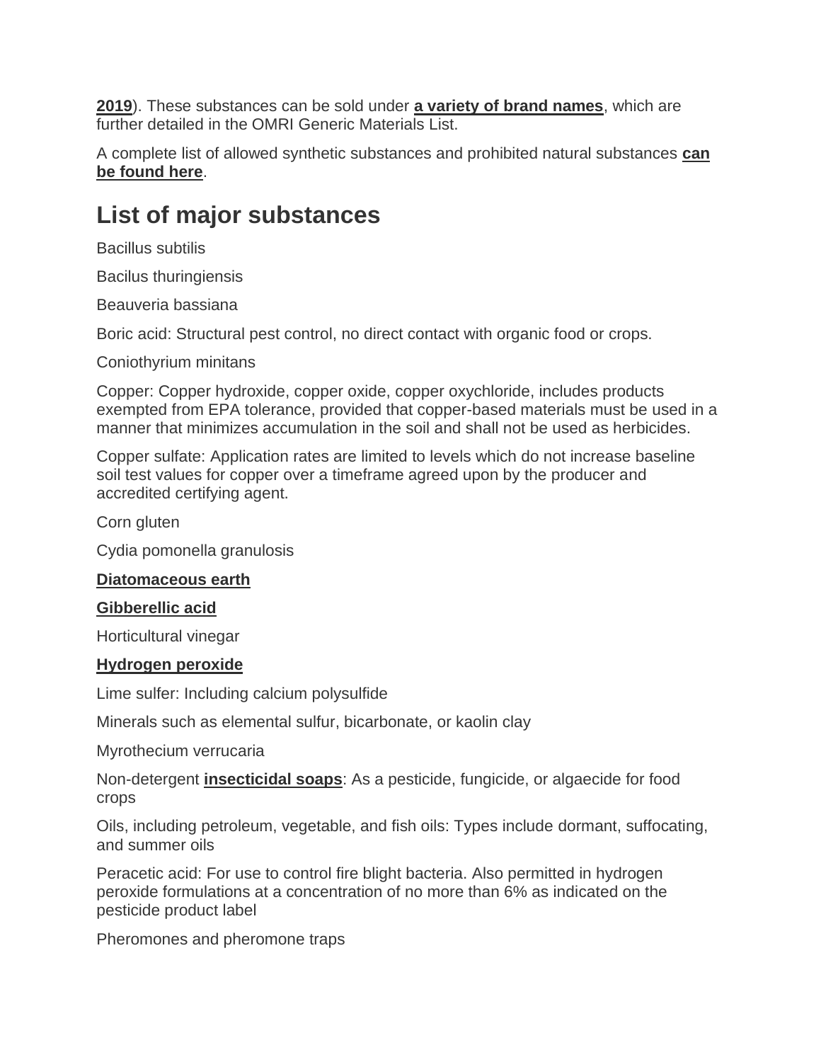**2019**). These substances can be sold under **a variety of brand names**, which are further detailed in the OMRI Generic Materials List.

A complete list of allowed synthetic substances and prohibited natural substances **can be found here**.

# List of major substances

Bacillus subtilis

Bacilus thuringiensis

Beauveria bassiana

Boric acid: Structural pest control, no direct contact with organic food or crops.

Coniothyrium minitans

Copper: Copper hydroxide, copper oxide, copper oxychloride, includes products exempted from EPA tolerance, provided that copper-based materials must be used in a manner that minimizes accumulation in the soil and shall not be used as herbicides.

Copper sulfate: Application rates are limited to levels which do not increase baseline soil test values for copper over a timeframe agreed upon by the producer and accredited certifying agent.

Corn gluten

Cydia pomonella granulosis

**Diatomaceous earth**

**Gibberellic acid**

Horticultural vinegar

**Hydrogen peroxide**

Lime sulfer: Including calcium polysulfide

Minerals such as elemental sulfur, bicarbonate, or kaolin clay

Myrothecium verrucaria

Non-detergent **insecticidal soaps**: As a pesticide, fungicide, or algaecide for food crops

Oils, including petroleum, vegetable, and fish oils: Types include dormant, suffocating, and summer oils

Peracetic acid: For use to control fire blight bacteria. Also permitted in hydrogen peroxide formulations at a concentration of no more than 6% as indicated on the pesticide product label

Pheromones and pheromone traps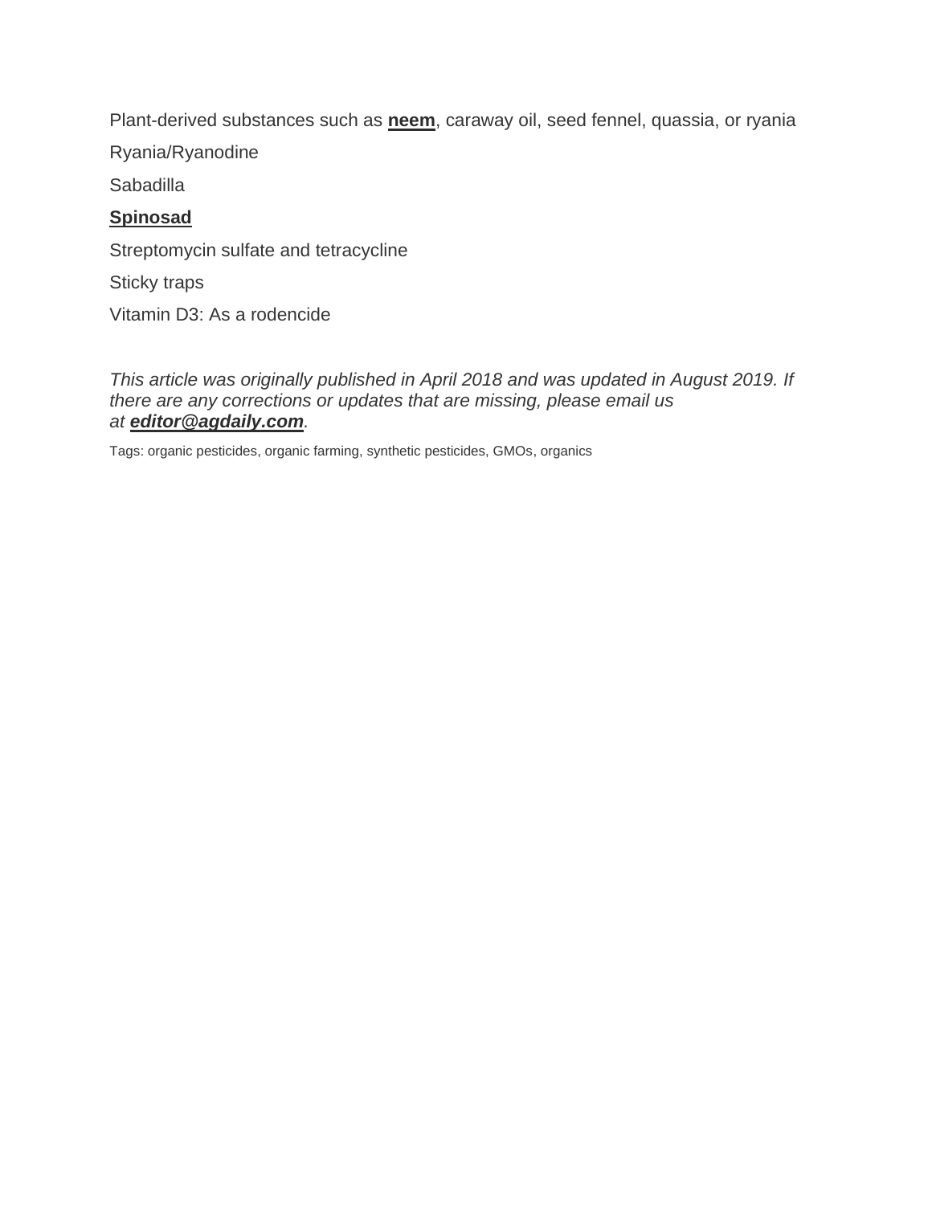Plant-derived substances such as **neem**, caraway oil, seed fennel, quassia, or ryania

Ryania/Ryanodine

Sabadilla

**Spinosad**

Streptomycin sulfate and tetracycline

Sticky traps

Vitamin D3: As a rodencide

*This article was originally published in April 2018 and was updated in August 2019. If there are any corrections or updates that are missing, please email us at **editor@agdaily.com**.*

Tags: organic pesticides, organic farming, synthetic pesticides, GMOs, organics